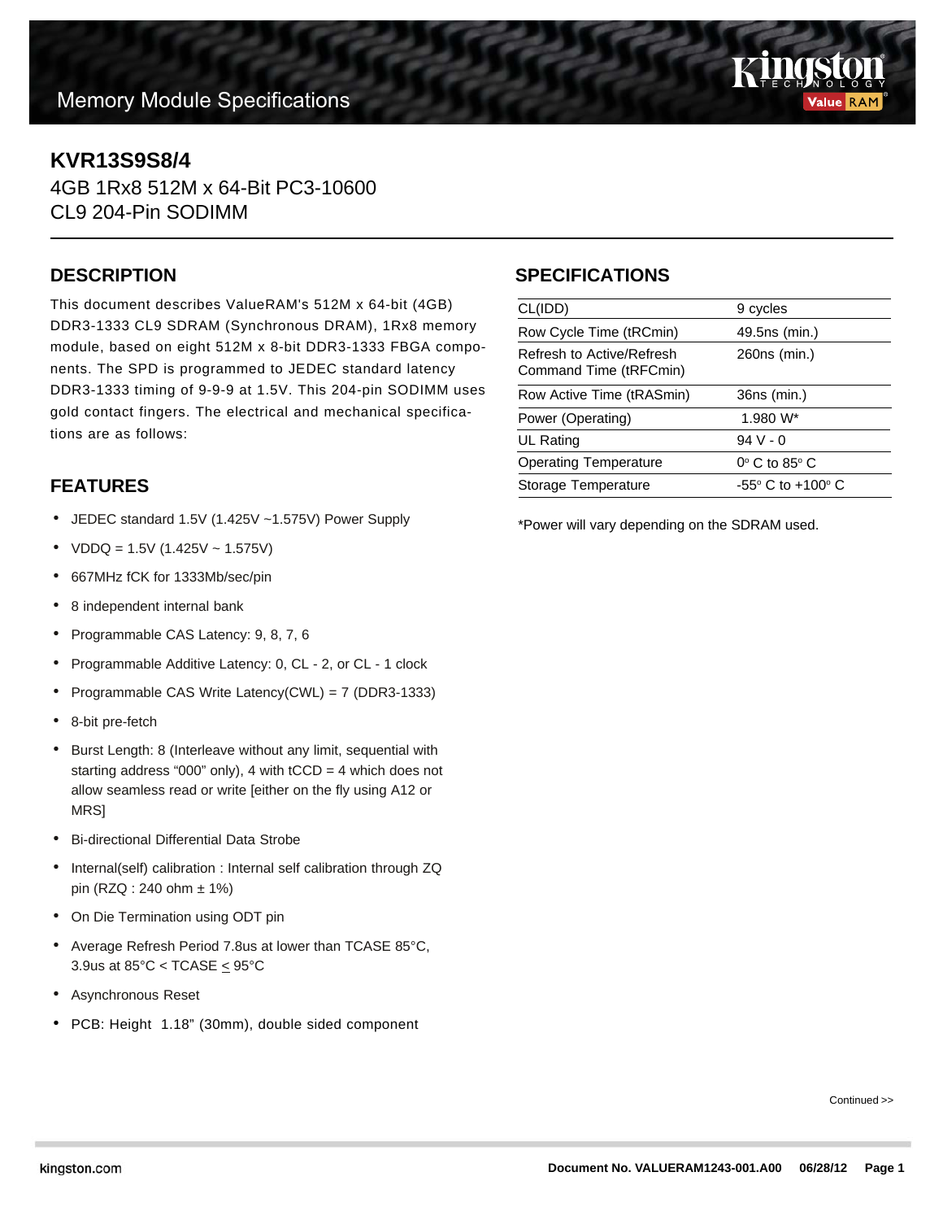Memory Module Specifications

# KVR13S9S8/4

4GB 1Rx8 512M x 64-Bit PC3-10600
CL9 204-Pin SODIMM

## DESCRIPTION

This document describes ValueRAM's 512M x 64-bit (4GB) DDR3-1333 CL9 SDRAM (Synchronous DRAM), 1Rx8 memory module, based on eight 512M x 8-bit DDR3-1333 FBGA components. The SPD is programmed to JEDEC standard latency DDR3-1333 timing of 9-9-9 at 1.5V. This 204-pin SODIMM uses gold contact fingers. The electrical and mechanical specifications are as follows:

## FEATURES

- JEDEC standard 1.5V (1.425V ~1.575V) Power Supply
- VDDQ = 1.5V (1.425V ~ 1.575V)
- 667MHz fCK for 1333Mb/sec/pin
- 8 independent internal bank
- Programmable CAS Latency: 9, 8, 7, 6
- Programmable Additive Latency: 0, CL - 2, or CL - 1 clock
- Programmable CAS Write Latency(CWL) = 7 (DDR3-1333)
- 8-bit pre-fetch
- Burst Length: 8 (Interleave without any limit, sequential with starting address "000" only), 4 with tCCD = 4 which does not allow seamless read or write [either on the fly using A12 or MRS]
- Bi-directional Differential Data Strobe
- Internal(self) calibration : Internal self calibration through ZQ pin (RZQ : 240 ohm ± 1%)
- On Die Termination using ODT pin
- Average Refresh Period 7.8us at lower than TCASE 85°C, 3.9us at 85°C < TCASE ≤ 95°C
- Asynchronous Reset
- PCB: Height 1.18" (30mm), double sided component

## SPECIFICATIONS

| | |
|---|---|
| CL(IDD) | 9 cycles |
| Row Cycle Time (tRCmin) | 49.5ns (min.) |
| Refresh to Active/Refresh Command Time (tRFCmin) | 260ns (min.) |
| Row Active Time (tRASmin) | 36ns (min.) |
| Power (Operating) | 1.980 W* |
| UL Rating | 94 V - 0 |
| Operating Temperature | 0° C to 85° C |
| Storage Temperature | -55° C to +100° C |

*Power will vary depending on the SDRAM used.

Continued >>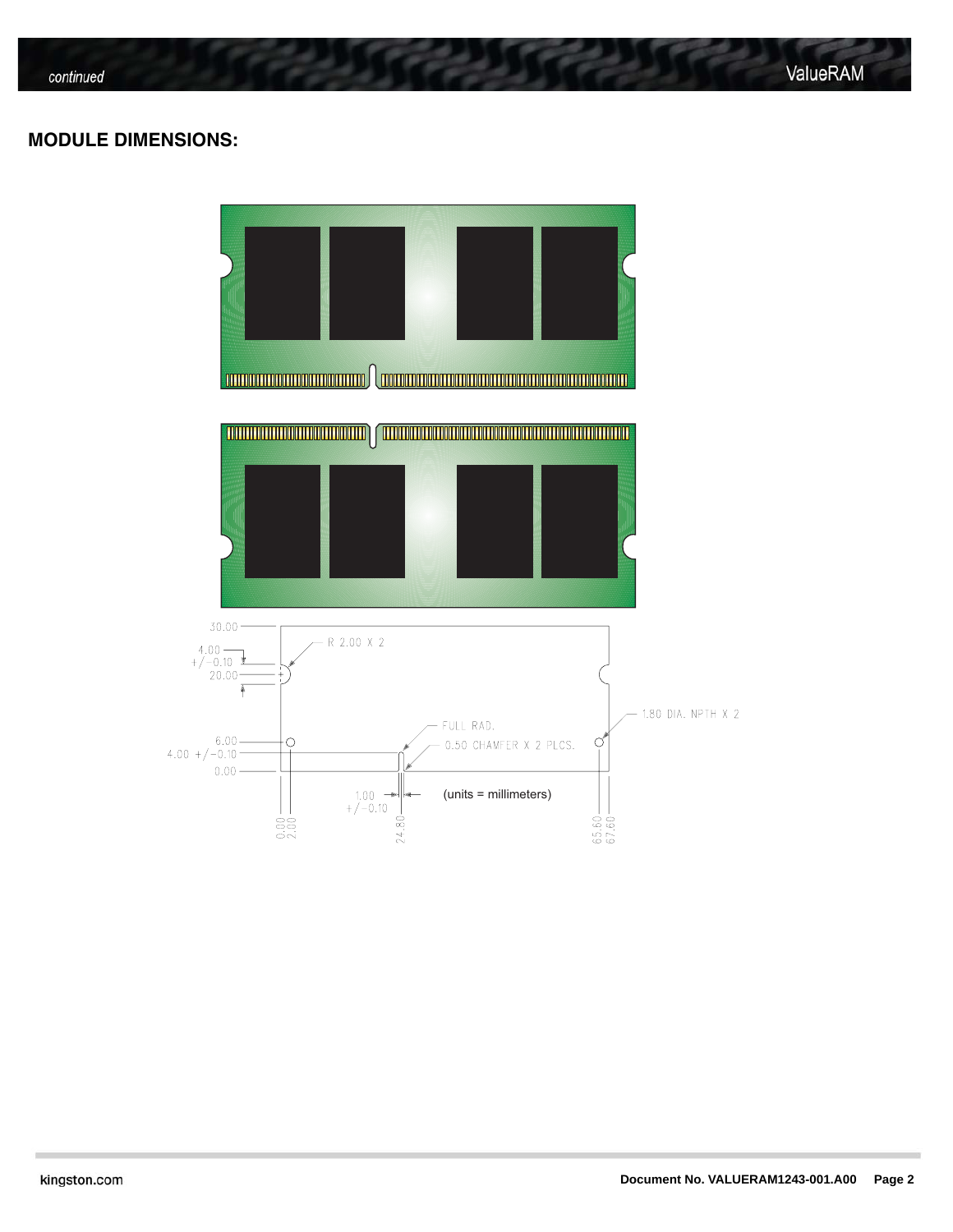## MODULE DIMENSIONS:

30.00
4.00
+/-0.10
20.00
R 2.00 X 2
1.80 DIA. NPTH X 2
FULL RAD.
0.50 CHAMFER X 2 PLCS.
6.00
4.00 +/-0.10
0.00
1.00
+/-0.10
(units = millimeters)
0.00
2.00
24.80
65.60
67.60